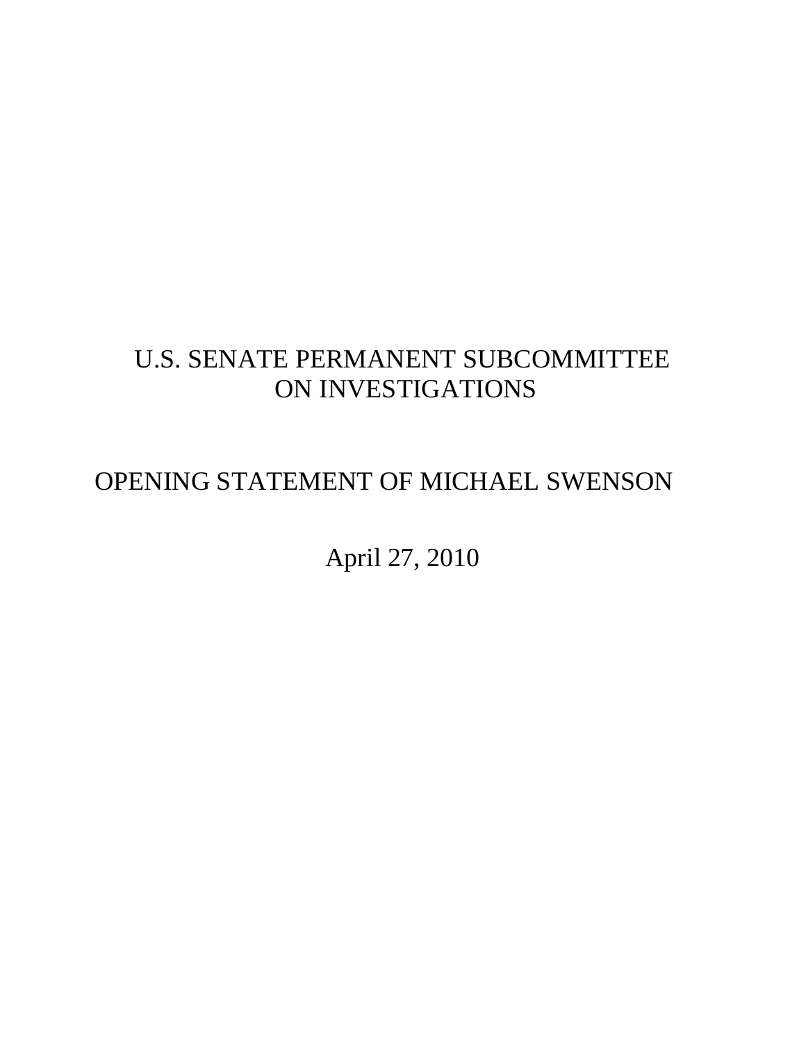# U.S. SENATE PERMANENT SUBCOMMITTEE ON INVESTIGATIONS

## OPENING STATEMENT OF MICHAEL SWENSON

April 27, 2010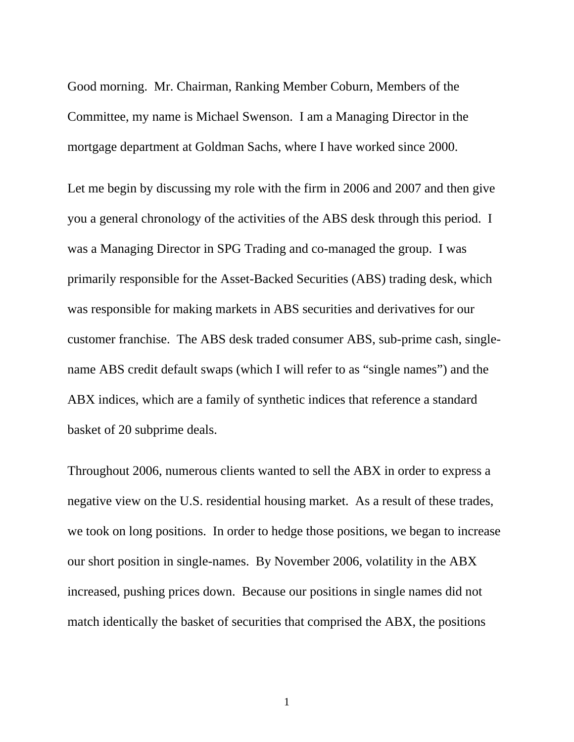Good morning. Mr. Chairman, Ranking Member Coburn, Members of the Committee, my name is Michael Swenson. I am a Managing Director in the mortgage department at Goldman Sachs, where I have worked since 2000.

Let me begin by discussing my role with the firm in 2006 and 2007 and then give you a general chronology of the activities of the ABS desk through this period. I was a Managing Director in SPG Trading and co-managed the group. I was primarily responsible for the Asset-Backed Securities (ABS) trading desk, which was responsible for making markets in ABS securities and derivatives for our customer franchise. The ABS desk traded consumer ABS, sub-prime cash, single-name ABS credit default swaps (which I will refer to as "single names") and the ABX indices, which are a family of synthetic indices that reference a standard basket of 20 subprime deals.

Throughout 2006, numerous clients wanted to sell the ABX in order to express a negative view on the U.S. residential housing market. As a result of these trades, we took on long positions. In order to hedge those positions, we began to increase our short position in single-names. By November 2006, volatility in the ABX increased, pushing prices down. Because our positions in single names did not match identically the basket of securities that comprised the ABX, the positions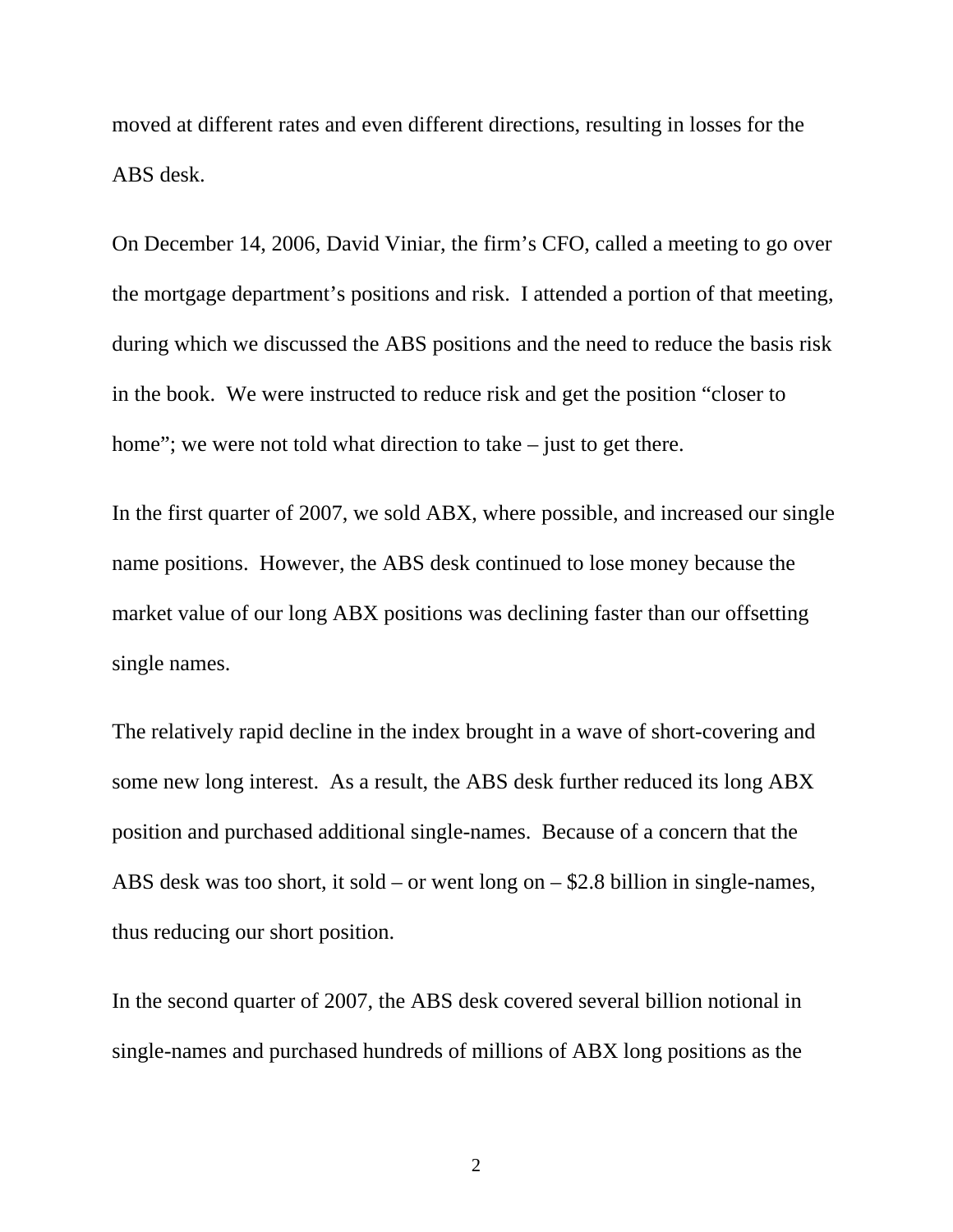moved at different rates and even different directions, resulting in losses for the ABS desk.

On December 14, 2006, David Viniar, the firm's CFO, called a meeting to go over the mortgage department's positions and risk. I attended a portion of that meeting, during which we discussed the ABS positions and the need to reduce the basis risk in the book. We were instructed to reduce risk and get the position "closer to home"; we were not told what direction to take – just to get there.

In the first quarter of 2007, we sold ABX, where possible, and increased our single name positions. However, the ABS desk continued to lose money because the market value of our long ABX positions was declining faster than our offsetting single names.

The relatively rapid decline in the index brought in a wave of short-covering and some new long interest. As a result, the ABS desk further reduced its long ABX position and purchased additional single-names. Because of a concern that the ABS desk was too short, it sold – or went long on – $2.8 billion in single-names, thus reducing our short position.

In the second quarter of 2007, the ABS desk covered several billion notional in single-names and purchased hundreds of millions of ABX long positions as the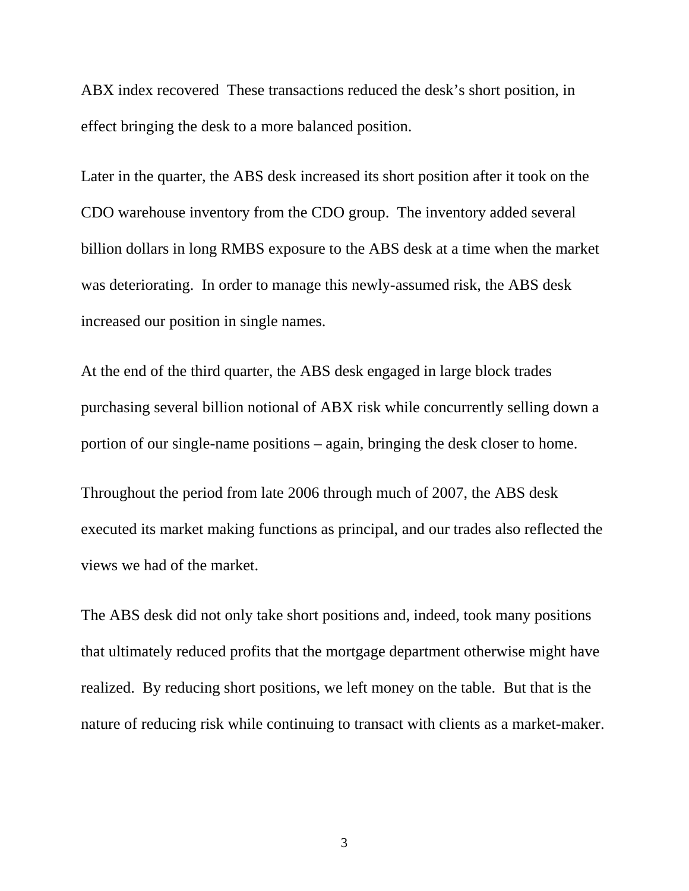ABX index recovered  These transactions reduced the desk's short position, in effect bringing the desk to a more balanced position.

Later in the quarter, the ABS desk increased its short position after it took on the CDO warehouse inventory from the CDO group.  The inventory added several billion dollars in long RMBS exposure to the ABS desk at a time when the market was deteriorating.  In order to manage this newly-assumed risk, the ABS desk increased our position in single names.

At the end of the third quarter, the ABS desk engaged in large block trades purchasing several billion notional of ABX risk while concurrently selling down a portion of our single-name positions – again, bringing the desk closer to home.

Throughout the period from late 2006 through much of 2007, the ABS desk executed its market making functions as principal, and our trades also reflected the views we had of the market.

The ABS desk did not only take short positions and, indeed, took many positions that ultimately reduced profits that the mortgage department otherwise might have realized.  By reducing short positions, we left money on the table.  But that is the nature of reducing risk while continuing to transact with clients as a market-maker.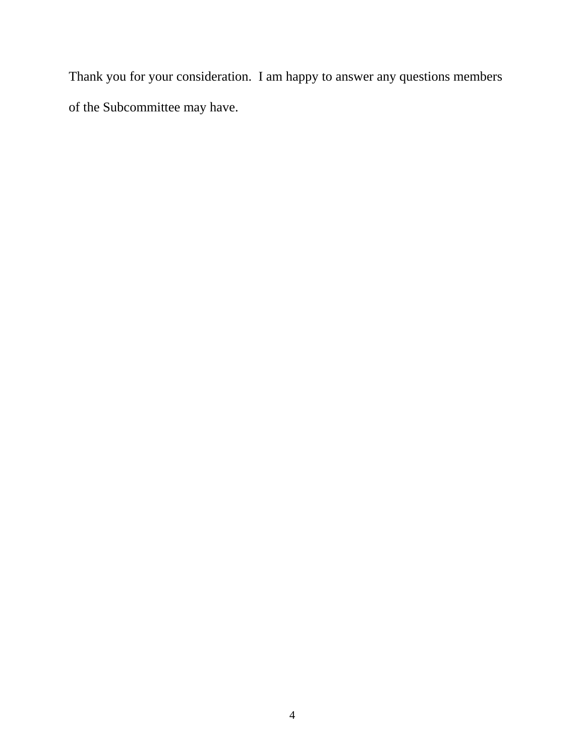Thank you for your consideration. I am happy to answer any questions members of the Subcommittee may have.